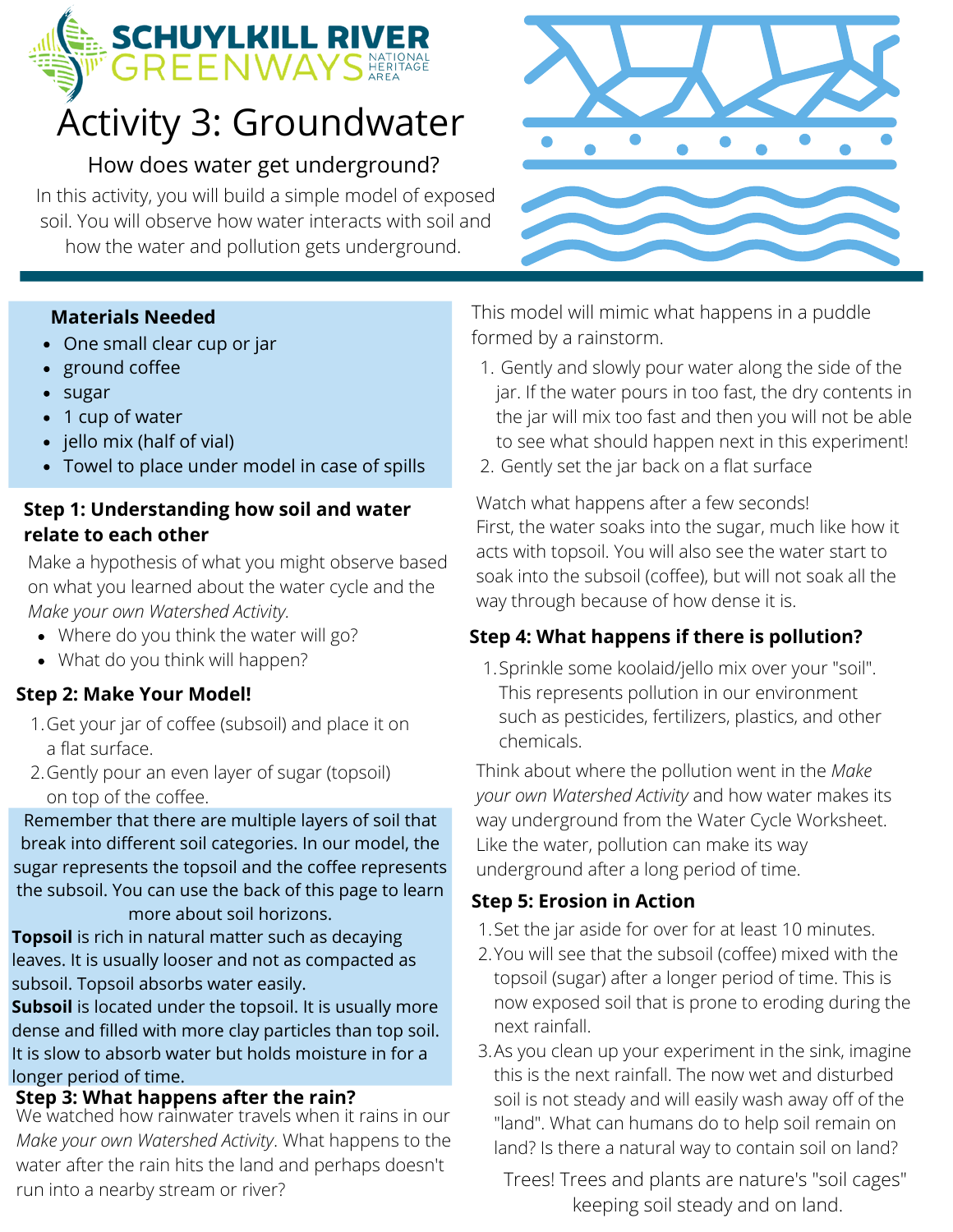SCHUYLKILL RIVER GREENWAYS NATIONAL HERITAGE AREA

# Activity 3: Groundwater

## How does water get underground?

In this activity, you will build a simple model of exposed soil. You will observe how water interacts with soil and how the water and pollution gets underground.

**Materials Needed**

- One small clear cup or jar
- ground coffee
- sugar
- 1 cup of water
- jello mix (half of vial)
- Towel to place under model in case of spills

### Step 1: Understanding how soil and water relate to each other

Make a hypothesis of what you might observe based on what you learned about the water cycle and the *Make your own Watershed Activity.*

- Where do you think the water will go?
- What do you think will happen?

### Step 2: Make Your Model!

1. Get your jar of coffee (subsoil) and place it on a flat surface.
2. Gently pour an even layer of sugar (topsoil) on top of the coffee.

Remember that there are multiple layers of soil that break into different soil categories. In our model, the sugar represents the topsoil and the coffee represents the subsoil. You can use the back of this page to learn more about soil horizons.

**Topsoil** is rich in natural matter such as decaying leaves. It is usually looser and not as compacted as subsoil. Topsoil absorbs water easily.

**Subsoil** is located under the topsoil. It is usually more dense and filled with more clay particles than top soil. It is slow to absorb water but holds moisture in for a longer period of time.

### Step 3: What happens after the rain?

We watched how rainwater travels when it rains in our *Make your own Watershed Activity*. What happens to the water after the rain hits the land and perhaps doesn't run into a nearby stream or river?

This model will mimic what happens in a puddle formed by a rainstorm.

1. Gently and slowly pour water along the side of the jar. If the water pours in too fast, the dry contents in the jar will mix too fast and then you will not be able to see what should happen next in this experiment!
2. Gently set the jar back on a flat surface

Watch what happens after a few seconds!
First, the water soaks into the sugar, much like how it acts with topsoil. You will also see the water start to soak into the subsoil (coffee), but will not soak all the way through because of how dense it is.

### Step 4: What happens if there is pollution?

1. Sprinkle some koolaid/jello mix over your "soil". This represents pollution in our environment such as pesticides, fertilizers, plastics, and other chemicals.

Think about where the pollution went in the *Make your own Watershed Activity* and how water makes its way underground from the Water Cycle Worksheet. Like the water, pollution can make its way underground after a long period of time.

### Step 5: Erosion in Action

1. Set the jar aside for over for at least 10 minutes.
2. You will see that the subsoil (coffee) mixed with the topsoil (sugar) after a longer period of time. This is now exposed soil that is prone to eroding during the next rainfall.
3. As you clean up your experiment in the sink, imagine this is the next rainfall. The now wet and disturbed soil is not steady and will easily wash away off of the "land". What can humans do to help soil remain on land? Is there a natural way to contain soil on land?

Trees! Trees and plants are nature's "soil cages" keeping soil steady and on land.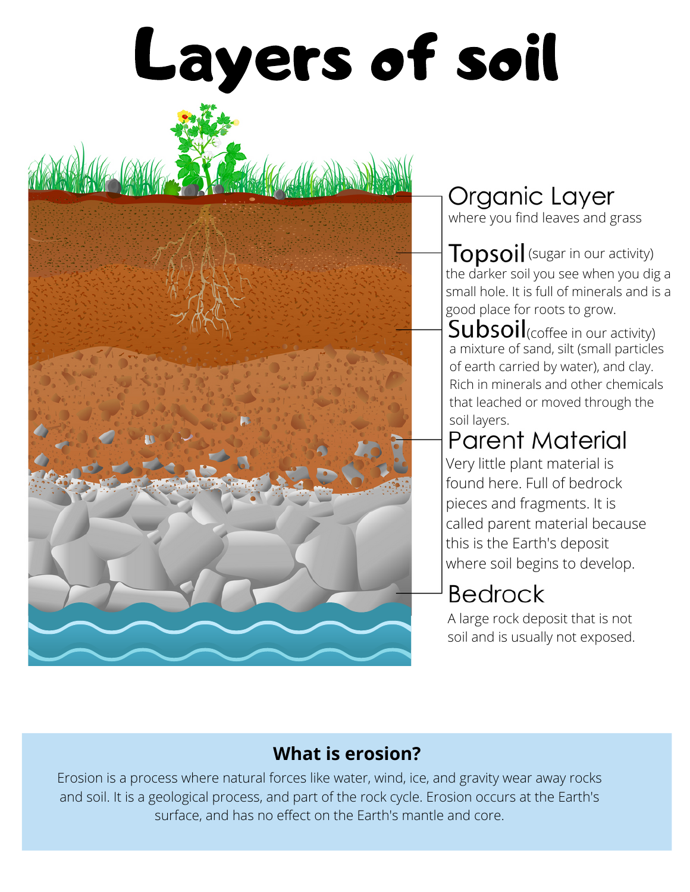# Layers of soil

### Organic Layer

where you find leaves and grass

### Topsoil (sugar in our activity)

the darker soil you see when you dig a small hole. It is full of minerals and is a good place for roots to grow.

### Subsoil (coffee in our activity)

a mixture of sand, silt (small particles of earth carried by water), and clay. Rich in minerals and other chemicals that leached or moved through the soil layers.

### Parent Material

Very little plant material is found here. Full of bedrock pieces and fragments. It is called parent material because this is the Earth's deposit where soil begins to develop.

### Bedrock

A large rock deposit that is not soil and is usually not exposed.

## What is erosion?

Erosion is a process where natural forces like water, wind, ice, and gravity wear away rocks and soil. It is a geological process, and part of the rock cycle. Erosion occurs at the Earth's surface, and has no effect on the Earth's mantle and core.